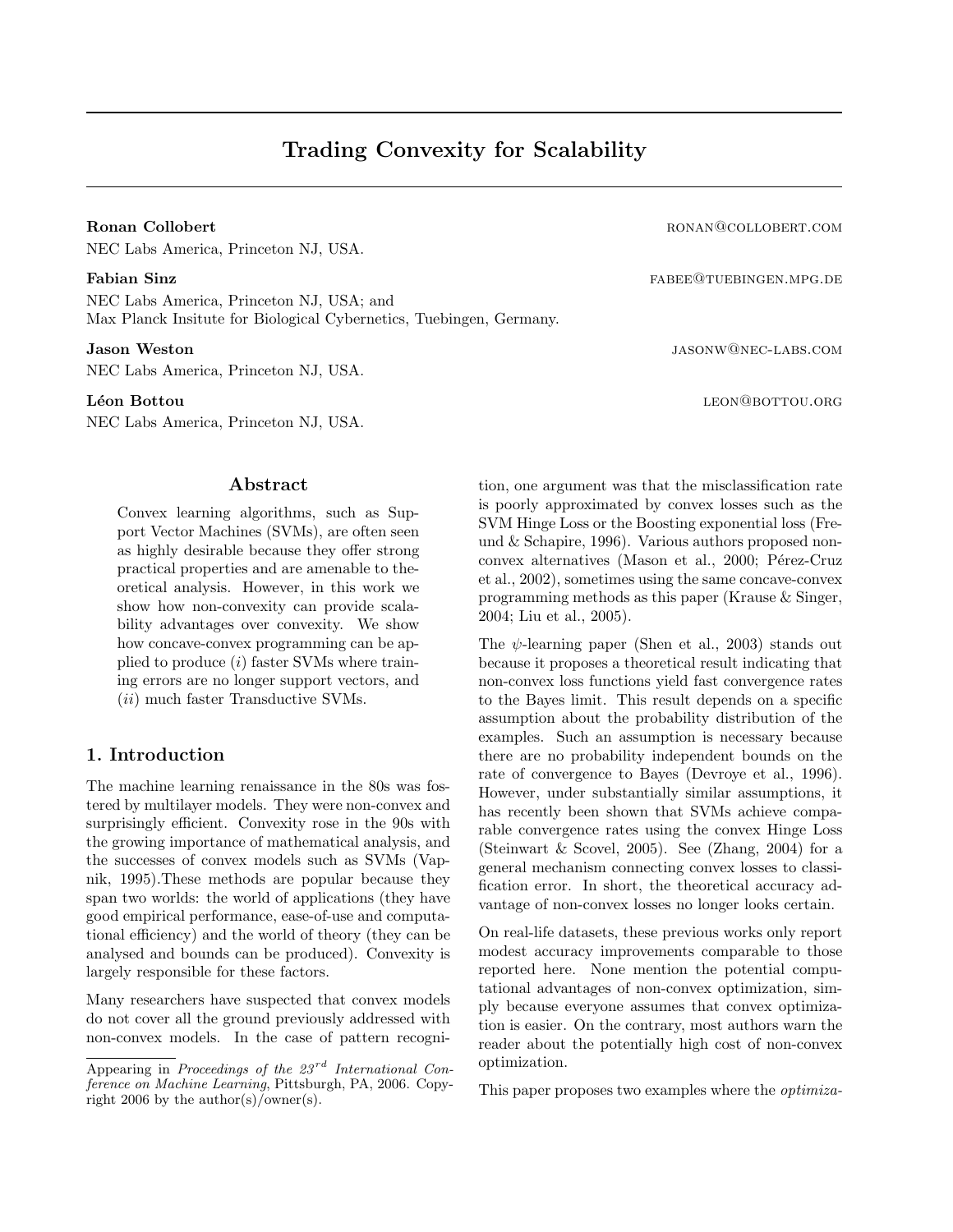# Trading Convexity for Scalability

**Ronan Collobert** ronan@collobert.com
NEC Labs America, Princeton NJ, USA.

**Fabian Sinz** fabee@tuebingen.mpg.de
NEC Labs America, Princeton NJ, USA; and
Max Planck Insitute for Biological Cybernetics, Tuebingen, Germany.

**Jason Weston** jasonw@nec-labs.com
NEC Labs America, Princeton NJ, USA.

**Léon Bottou** leon@bottou.org
NEC Labs America, Princeton NJ, USA.

## Abstract

Convex learning algorithms, such as Support Vector Machines (SVMs), are often seen as highly desirable because they offer strong practical properties and are amenable to theoretical analysis. However, in this work we show how non-convexity can provide scalability advantages over convexity. We show how concave-convex programming can be applied to produce (*i*) faster SVMs where training errors are no longer support vectors, and (*ii*) much faster Transductive SVMs.

## 1. Introduction

The machine learning renaissance in the 80s was fostered by multilayer models. They were non-convex and surprisingly efficient. Convexity rose in the 90s with the growing importance of mathematical analysis, and the successes of convex models such as SVMs (Vapnik, 1995).These methods are popular because they span two worlds: the world of applications (they have good empirical performance, ease-of-use and computational efficiency) and the world of theory (they can be analysed and bounds can be produced). Convexity is largely responsible for these factors.

Many researchers have suspected that convex models do not cover all the ground previously addressed with non-convex models. In the case of pattern recognition, one argument was that the misclassification rate is poorly approximated by convex losses such as the SVM Hinge Loss or the Boosting exponential loss (Freund & Schapire, 1996). Various authors proposed non-convex alternatives (Mason et al., 2000; Pérez-Cruz et al., 2002), sometimes using the same concave-convex programming methods as this paper (Krause & Singer, 2004; Liu et al., 2005).

The $\psi$-learning paper (Shen et al., 2003) stands out because it proposes a theoretical result indicating that non-convex loss functions yield fast convergence rates to the Bayes limit. This result depends on a specific assumption about the probability distribution of the examples. Such an assumption is necessary because there are no probability independent bounds on the rate of convergence to Bayes (Devroye et al., 1996). However, under substantially similar assumptions, it has recently been shown that SVMs achieve comparable convergence rates using the convex Hinge Loss (Steinwart & Scovel, 2005). See (Zhang, 2004) for a general mechanism connecting convex losses to classification error. In short, the theoretical accuracy advantage of non-convex losses no longer looks certain.

On real-life datasets, these previous works only report modest accuracy improvements comparable to those reported here. None mention the potential computational advantages of non-convex optimization, simply because everyone assumes that convex optimization is easier. On the contrary, most authors warn the reader about the potentially high cost of non-convex optimization.

This paper proposes two examples where the *optimiza-*

Appearing in *Proceedings of the 23rd International Conference on Machine Learning*, Pittsburgh, PA, 2006. Copyright 2006 by the author(s)/owner(s).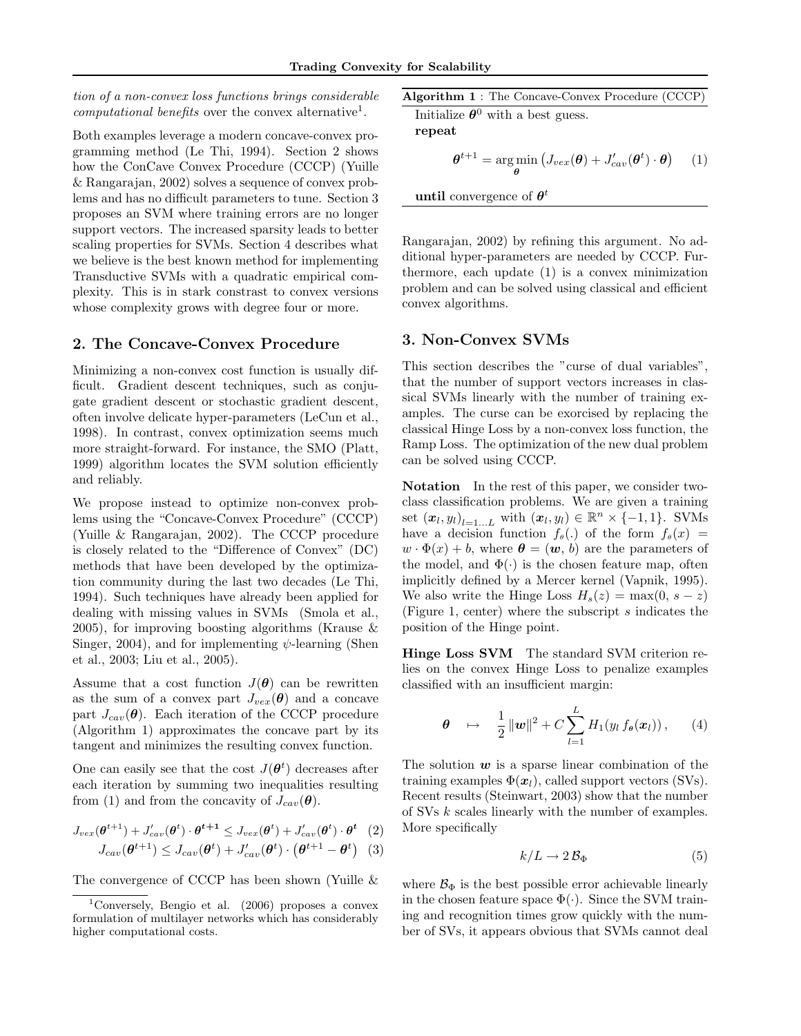*tion of a non-convex loss functions brings considerable computational benefits* over the convex alternative[1].

Both examples leverage a modern concave-convex programming method (Le Thi, 1994). Section 2 shows how the ConCave Convex Procedure (CCCP) (Yuille & Rangarajan, 2002) solves a sequence of convex problems and has no difficult parameters to tune. Section 3 proposes an SVM where training errors are no longer support vectors. The increased sparsity leads to better scaling properties for SVMs. Section 4 describes what we believe is the best known method for implementing Transductive SVMs with a quadratic empirical complexity. This is in stark constrast to convex versions whose complexity grows with degree four or more.

## 2. The Concave-Convex Procedure

Minimizing a non-convex cost function is usually difficult. Gradient descent techniques, such as conjugate gradient descent or stochastic gradient descent, often involve delicate hyper-parameters (LeCun et al., 1998). In contrast, convex optimization seems much more straight-forward. For instance, the SMO (Platt, 1999) algorithm locates the SVM solution efficiently and reliably.

We propose instead to optimize non-convex problems using the "Concave-Convex Procedure" (CCCP) (Yuille & Rangarajan, 2002). The CCCP procedure is closely related to the "Difference of Convex" (DC) methods that have been developed by the optimization community during the last two decades (Le Thi, 1994). Such techniques have already been applied for dealing with missing values in SVMs (Smola et al., 2005), for improving boosting algorithms (Krause & Singer, 2004), and for implementing $\psi$-learning (Shen et al., 2003; Liu et al., 2005).

Assume that a cost function $J(\boldsymbol{\theta})$ can be rewritten as the sum of a convex part $J_{vex}(\boldsymbol{\theta})$ and a concave part $J_{cav}(\boldsymbol{\theta})$. Each iteration of the CCCP procedure (Algorithm 1) approximates the concave part by its tangent and minimizes the resulting convex function.

One can easily see that the cost $J(\boldsymbol{\theta}^t)$ decreases after each iteration by summing two inequalities resulting from (1) and from the concavity of $J_{cav}(\boldsymbol{\theta})$.

$$J_{vex}(\boldsymbol{\theta}^{t+1}) + J'_{cav}(\boldsymbol{\theta}^t) \cdot \boldsymbol{\theta}^{t+1} \leq J_{vex}(\boldsymbol{\theta}^t) + J'_{cav}(\boldsymbol{\theta}^t) \cdot \boldsymbol{\theta}^t \quad (2)$$

$$J_{cav}(\boldsymbol{\theta}^{t+1}) \leq J_{cav}(\boldsymbol{\theta}^t) + J'_{cav}(\boldsymbol{\theta}^t) \cdot \left(\boldsymbol{\theta}^{t+1} - \boldsymbol{\theta}^t\right) \quad (3)$$

The convergence of CCCP has been shown (Yuille & Rangarajan, 2002) by refining this argument. No additional hyper-parameters are needed by CCCP. Furthermore, each update (1) is a convex minimization problem and can be solved using classical and efficient convex algorithms.

**Algorithm 1** : The Concave-Convex Procedure (CCCP)

Initialize $\boldsymbol{\theta}^0$ with a best guess.
**repeat**

$$\boldsymbol{\theta}^{t+1} = \arg\min_{\boldsymbol{\theta}} \left(J_{vex}(\boldsymbol{\theta}) + J'_{cav}(\boldsymbol{\theta}^t) \cdot \boldsymbol{\theta}\right) \quad (1)$$

**until** convergence of $\boldsymbol{\theta}^t$

## 3. Non-Convex SVMs

This section describes the "curse of dual variables", that the number of support vectors increases in classical SVMs linearly with the number of training examples. The curse can be exorcised by replacing the classical Hinge Loss by a non-convex loss function, the Ramp Loss. The optimization of the new dual problem can be solved using CCCP.

**Notation** In the rest of this paper, we consider two-class classification problems. We are given a training set $(\boldsymbol{x}_l, y_l)_{l=1...L}$ with $(\boldsymbol{x}_l, y_l) \in \mathbb{R}^n \times \{-1, 1\}$. SVMs have a decision function $f_\theta(.)$ of the form $f_\theta(x) = w \cdot \Phi(x) + b$, where $\boldsymbol{\theta} = (\boldsymbol{w}, b)$ are the parameters of the model, and $\Phi(\cdot)$ is the chosen feature map, often implicitly defined by a Mercer kernel (Vapnik, 1995). We also write the Hinge Loss $H_s(z) = \max(0, s - z)$ (Figure 1, center) where the subscript $s$ indicates the position of the Hinge point.

**Hinge Loss SVM** The standard SVM criterion relies on the convex Hinge Loss to penalize examples classified with an insufficient margin:

$$\boldsymbol{\theta} \quad \mapsto \quad \frac{1}{2} \|\boldsymbol{w}\|^2 + C \sum_{l=1}^{L} H_1(y_l \, f_{\boldsymbol{\theta}}(\boldsymbol{x}_l)) \,, \quad (4)$$

The solution $\boldsymbol{w}$ is a sparse linear combination of the training examples $\Phi(\boldsymbol{x}_l)$, called support vectors (SVs). Recent results (Steinwart, 2003) show that the number of SVs $k$ scales linearly with the number of examples. More specifically

$$k/L \to 2\,\mathcal{B}_\Phi \quad (5)$$

where $\mathcal{B}_\Phi$ is the best possible error achievable linearly in the chosen feature space $\Phi(\cdot)$. Since the SVM training and recognition times grow quickly with the number of SVs, it appears obvious that SVMs cannot deal

[1] Conversely, Bengio et al. (2006) proposes a convex formulation of multilayer networks which has considerably higher computational costs.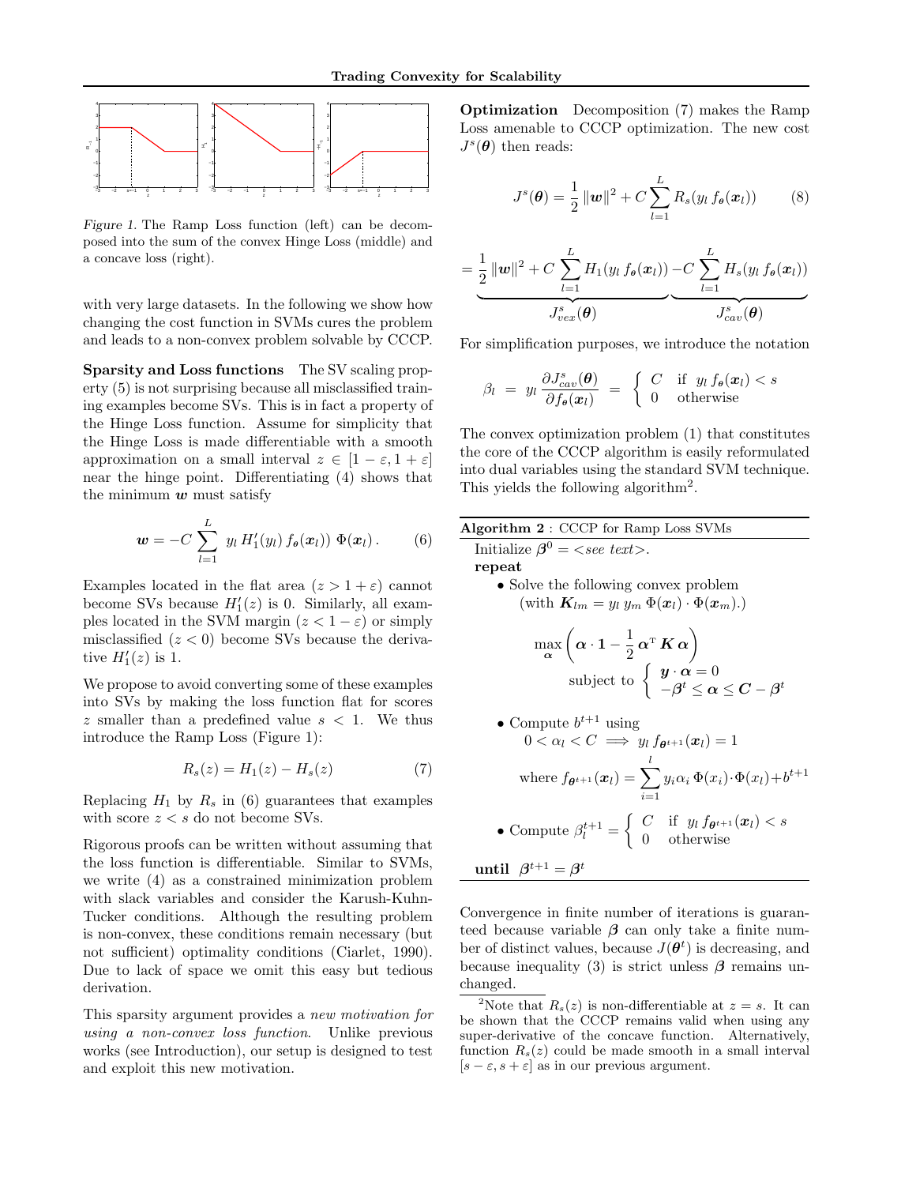*Figure 1.* The Ramp Loss function (left) can be decomposed into the sum of the convex Hinge Loss (middle) and a concave loss (right).

with very large datasets. In the following we show how changing the cost function in SVMs cures the problem and leads to a non-convex problem solvable by CCCP.

**Sparsity and Loss functions** The SV scaling property (5) is not surprising because all misclassified training examples become SVs. This is in fact a property of the Hinge Loss function. Assume for simplicity that the Hinge Loss is made differentiable with a smooth approximation on a small interval $z \in [1-\varepsilon, 1+\varepsilon]$ near the hinge point. Differentiating (4) shows that the minimum $\boldsymbol{w}$ must satisfy

$$\boldsymbol{w} = -C \sum_{l=1}^{L} \; y_l \, H_1'(y_l) \, f_{\boldsymbol{\theta}}(\boldsymbol{x}_l)) \; \Phi(\boldsymbol{x}_l) \,. \tag{6}$$

Examples located in the flat area ($z > 1+\varepsilon$) cannot become SVs because $H_1'(z)$ is 0. Similarly, all examples located in the SVM margin ($z < 1-\varepsilon$) or simply misclassified ($z < 0$) become SVs because the derivative $H_1'(z)$ is 1.

We propose to avoid converting some of these examples into SVs by making the loss function flat for scores $z$ smaller than a predefined value $s < 1$. We thus introduce the Ramp Loss (Figure 1):

$$R_s(z) = H_1(z) - H_s(z) \tag{7}$$

Replacing $H_1$ by $R_s$ in (6) guarantees that examples with score $z < s$ do not become SVs.

Rigorous proofs can be written without assuming that the loss function is differentiable. Similar to SVMs, we write (4) as a constrained minimization problem with slack variables and consider the Karush-Kuhn-Tucker conditions. Although the resulting problem is non-convex, these conditions remain necessary (but not sufficient) optimality conditions (Ciarlet, 1990). Due to lack of space we omit this easy but tedious derivation.

This sparsity argument provides a *new motivation for using a non-convex loss function*. Unlike previous works (see Introduction), our setup is designed to test and exploit this new motivation.

**Optimization** Decomposition (7) makes the Ramp Loss amenable to CCCP optimization. The new cost $J^s(\boldsymbol{\theta})$ then reads:

$$J^s(\boldsymbol{\theta}) = \frac{1}{2}\,\|\boldsymbol{w}\|^2 + C\sum_{l=1}^{L} R_s(y_l \, f_{\boldsymbol{\theta}}(\boldsymbol{x}_l)) \tag{8}$$

$$= \underbrace{\frac{1}{2}\,\|\boldsymbol{w}\|^2 + C\sum_{l=1}^{L} H_1(y_l \, f_{\boldsymbol{\theta}}(\boldsymbol{x}_l))}_{J^s_{vex}(\boldsymbol{\theta})} \underbrace{-C\sum_{l=1}^{L} H_s(y_l \, f_{\boldsymbol{\theta}}(\boldsymbol{x}_l))}_{J^s_{cav}(\boldsymbol{\theta})}$$

For simplification purposes, we introduce the notation

$$\beta_l \;=\; y_l \, \frac{\partial J^s_{cav}(\boldsymbol{\theta})}{\partial f_{\boldsymbol{\theta}}(\boldsymbol{x}_l)} \;=\; \begin{cases} C & \text{if } \; y_l \, f_{\boldsymbol{\theta}}(\boldsymbol{x}_l) < s \\ 0 & \text{otherwise} \end{cases}$$

The convex optimization problem (1) that constitutes the core of the CCCP algorithm is easily reformulated into dual variables using the standard SVM technique. This yields the following algorithm[2].

---

**Algorithm 2** : CCCP for Ramp Loss SVMs

Initialize $\boldsymbol{\beta}^0 = $ <*see text*>.

**repeat**

- Solve the following convex problem (with $\boldsymbol{K}_{lm} = y_l \, y_m \, \Phi(\boldsymbol{x}_l) \cdot \Phi(\boldsymbol{x}_m)$.)

$$\max_{\boldsymbol{\alpha}} \left( \boldsymbol{\alpha} \cdot \boldsymbol{1} - \frac{1}{2}\,\boldsymbol{\alpha}^{\mathrm{T}} \boldsymbol{K} \, \boldsymbol{\alpha} \right) \quad \text{subject to} \; \begin{cases} \boldsymbol{y} \cdot \boldsymbol{\alpha} = 0 \\ -\boldsymbol{\beta}^t \leq \boldsymbol{\alpha} \leq \boldsymbol{C} - \boldsymbol{\beta}^t \end{cases}$$

- Compute $b^{t+1}$ using $0 < \alpha_l < C \implies y_l \, f_{\boldsymbol{\theta}^{t+1}}(\boldsymbol{x}_l) = 1$ where $f_{\boldsymbol{\theta}^{t+1}}(\boldsymbol{x}_l) = \sum_{i=1}^{l} y_i \alpha_i \, \Phi(x_i) \cdot \Phi(x_l) + b^{t+1}$

- Compute $\beta_l^{t+1} = \begin{cases} C & \text{if } \; y_l \, f_{\boldsymbol{\theta}^{t+1}}(\boldsymbol{x}_l) < s \\ 0 & \text{otherwise} \end{cases}$

**until** $\boldsymbol{\beta}^{t+1} = \boldsymbol{\beta}^t$

---

Convergence in finite number of iterations is guaranteed because variable $\boldsymbol{\beta}$ can only take a finite number of distinct values, because $J(\boldsymbol{\theta}^t)$ is decreasing, and because inequality (3) is strict unless $\boldsymbol{\beta}$ remains unchanged.

[2] Note that $R_s(z)$ is non-differentiable at $z = s$. It can be shown that the CCCP remains valid when using any super-derivative of the concave function. Alternatively, function $R_s(z)$ could be made smooth in a small interval $[s-\varepsilon, s+\varepsilon]$ as in our previous argument.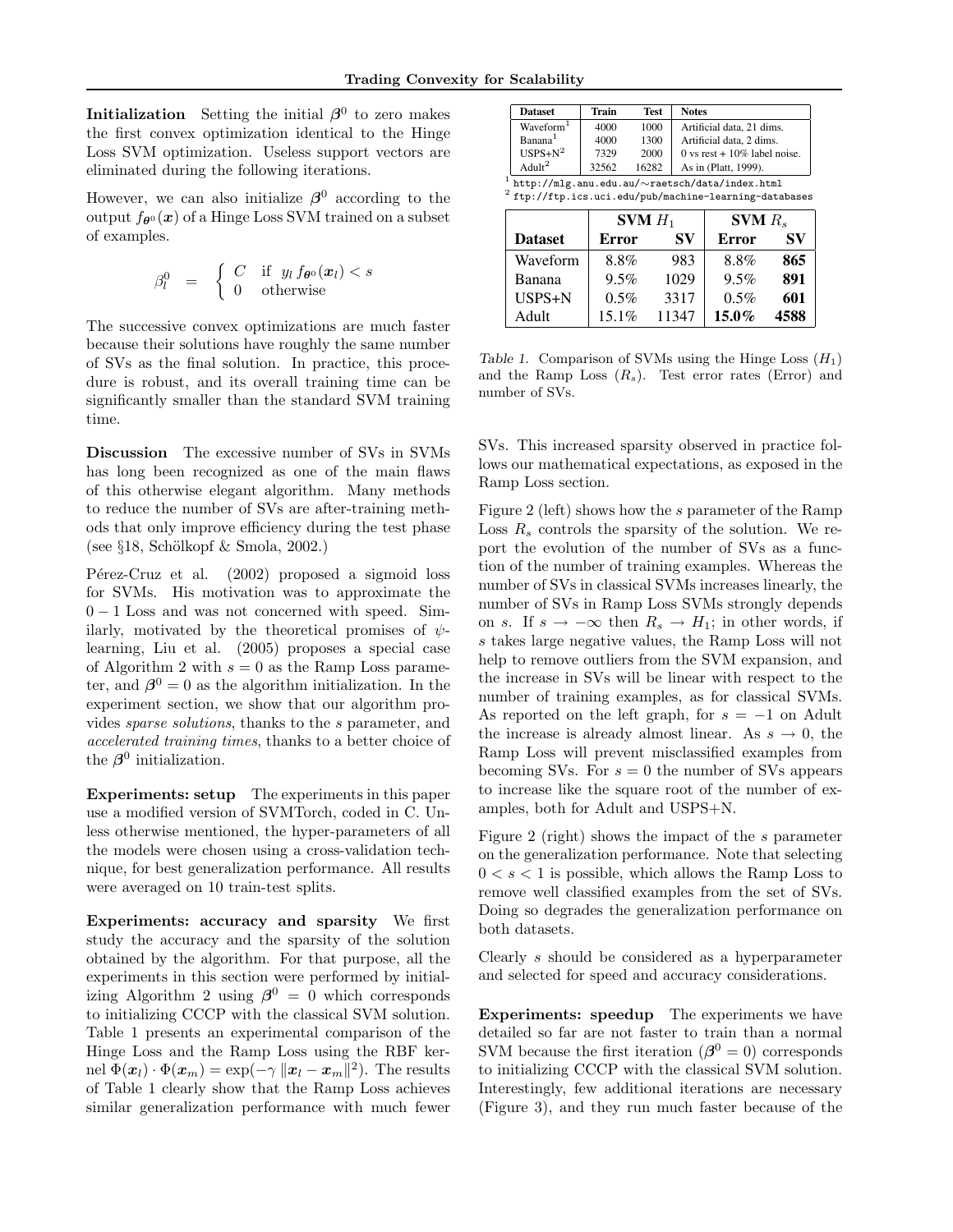**Initialization** Setting the initial $\boldsymbol{\beta}^0$ to zero makes the first convex optimization identical to the Hinge Loss SVM optimization. Useless support vectors are eliminated during the following iterations.

However, we can also initialize $\boldsymbol{\beta}^0$ according to the output $f_{\boldsymbol{\theta}^0}(\boldsymbol{x})$ of a Hinge Loss SVM trained on a subset of examples.

$$\beta_l^0 = \begin{cases} C & \text{if } \; y_l \, f_{\boldsymbol{\theta}^0}(\boldsymbol{x}_l) < s \\ 0 & \text{otherwise} \end{cases}$$

The successive convex optimizations are much faster because their solutions have roughly the same number of SVs as the final solution. In practice, this procedure is robust, and its overall training time can be significantly smaller than the standard SVM training time.

**Discussion** The excessive number of SVs in SVMs has long been recognized as one of the main flaws of this otherwise elegant algorithm. Many methods to reduce the number of SVs are after-training methods that only improve efficiency during the test phase (see §18, Schölkopf & Smola, 2002.)

Pérez-Cruz et al. (2002) proposed a sigmoid loss for SVMs. His motivation was to approximate the $0-1$ Loss and was not concerned with speed. Similarly, motivated by the theoretical promises of $\psi$-learning, Liu et al. (2005) proposes a special case of Algorithm 2 with $s = 0$ as the Ramp Loss parameter, and $\boldsymbol{\beta}^0 = 0$ as the algorithm initialization. In the experiment section, we show that our algorithm provides *sparse solutions*, thanks to the $s$ parameter, and *accelerated training times*, thanks to a better choice of the $\boldsymbol{\beta}^0$ initialization.

**Experiments: setup** The experiments in this paper use a modified version of SVMTorch, coded in C. Unless otherwise mentioned, the hyper-parameters of all the models were chosen using a cross-validation technique, for best generalization performance. All results were averaged on 10 train-test splits.

**Experiments: accuracy and sparsity** We first study the accuracy and the sparsity of the solution obtained by the algorithm. For that purpose, all the experiments in this section were performed by initializing Algorithm 2 using $\boldsymbol{\beta}^0 = 0$ which corresponds to initializing CCCP with the classical SVM solution. Table 1 presents an experimental comparison of the Hinge Loss and the Ramp Loss using the RBF kernel $\Phi(\boldsymbol{x}_l) \cdot \Phi(\boldsymbol{x}_m) = \exp(-\gamma \, \|\boldsymbol{x}_l - \boldsymbol{x}_m\|^2)$. The results of Table 1 clearly show that the Ramp Loss achieves similar generalization performance with much fewer SVs. This increased sparsity observed in practice follows our mathematical expectations, as exposed in the Ramp Loss section.

| Dataset | Train | Test | Notes |
|---|---|---|---|
| Waveform[1] | 4000 | 1000 | Artificial data, 21 dims. |
| Banana[1] | 4000 | 1300 | Artificial data, 2 dims. |
| USPS+N[2] | 7329 | 2000 | 0 vs rest + 10% label noise. |
| Adult[2] | 32562 | 16282 | As in (Platt, 1999). |

[1] http://mlg.anu.edu.au/∼raetsch/data/index.html
[2] ftp://ftp.ics.uci.edu/pub/machine-learning-databases

| | **SVM $H_1$** | | **SVM $R_s$** | |
|---|---|---|---|---|
| **Dataset** | **Error** | **SV** | **Error** | **SV** |
| Waveform | 8.8% | 983 | 8.8% | **865** |
| Banana | 9.5% | 1029 | 9.5% | **891** |
| USPS+N | 0.5% | 3317 | 0.5% | **601** |
| Adult | 15.1% | 11347 | **15.0%** | **4588** |

*Table 1.* Comparison of SVMs using the Hinge Loss ($H_1$) and the Ramp Loss ($R_s$). Test error rates (Error) and number of SVs.

Figure 2 (left) shows how the $s$ parameter of the Ramp Loss $R_s$ controls the sparsity of the solution. We report the evolution of the number of SVs as a function of the number of training examples. Whereas the number of SVs in classical SVMs increases linearly, the number of SVs in Ramp Loss SVMs strongly depends on $s$. If $s \to -\infty$ then $R_s \to H_1$; in other words, if $s$ takes large negative values, the Ramp Loss will not help to remove outliers from the SVM expansion, and the increase in SVs will be linear with respect to the number of training examples, as for classical SVMs. As reported on the left graph, for $s = -1$ on Adult the increase is already almost linear. As $s \to 0$, the Ramp Loss will prevent misclassified examples from becoming SVs. For $s = 0$ the number of SVs appears to increase like the square root of the number of examples, both for Adult and USPS+N.

Figure 2 (right) shows the impact of the $s$ parameter on the generalization performance. Note that selecting $0 < s < 1$ is possible, which allows the Ramp Loss to remove well classified examples from the set of SVs. Doing so degrades the generalization performance on both datasets.

Clearly $s$ should be considered as a hyperparameter and selected for speed and accuracy considerations.

**Experiments: speedup** The experiments we have detailed so far are not faster to train than a normal SVM because the first iteration ($\boldsymbol{\beta}^0 = 0$) corresponds to initializing CCCP with the classical SVM solution. Interestingly, few additional iterations are necessary (Figure 3), and they run much faster because of the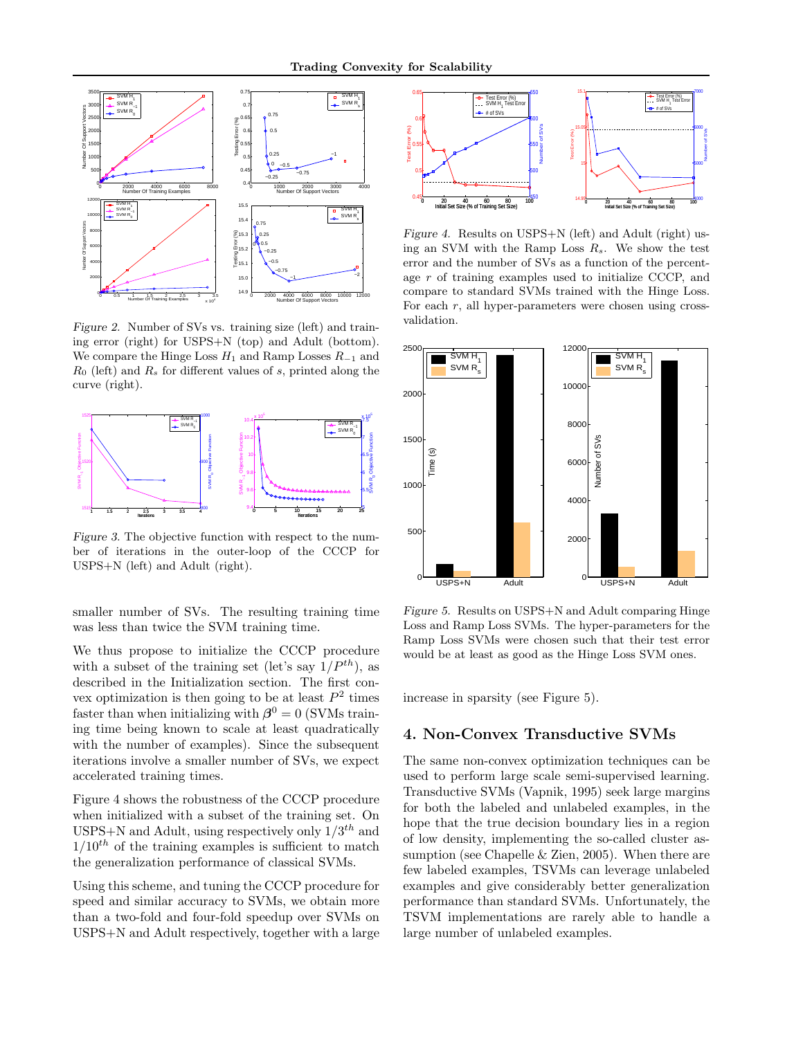*Figure 2.* Number of SVs vs. training size (left) and training error (right) for USPS+N (top) and Adult (bottom). We compare the Hinge Loss $H_1$ and Ramp Losses $R_{-1}$ and $R_0$ (left) and $R_s$ for different values of $s$, printed along the curve (right).

*Figure 3.* The objective function with respect to the number of iterations in the outer-loop of the CCCP for USPS+N (left) and Adult (right).

smaller number of SVs. The resulting training time was less than twice the SVM training time.

We thus propose to initialize the CCCP procedure with a subset of the training set (let's say $1/P^{th}$), as described in the Initialization section. The first convex optimization is then going to be at least $P^2$ times faster than when initializing with $\beta^0 = 0$ (SVMs training time being known to scale at least quadratically with the number of examples). Since the subsequent iterations involve a smaller number of SVs, we expect accelerated training times.

Figure 4 shows the robustness of the CCCP procedure when initialized with a subset of the training set. On USPS+N and Adult, using respectively only $1/3^{th}$ and $1/10^{th}$ of the training examples is sufficient to match the generalization performance of classical SVMs.

Using this scheme, and tuning the CCCP procedure for speed and similar accuracy to SVMs, we obtain more than a two-fold and four-fold speedup over SVMs on USPS+N and Adult respectively, together with a large increase in sparsity (see Figure 5).

*Figure 4.* Results on USPS+N (left) and Adult (right) using an SVM with the Ramp Loss $R_s$. We show the test error and the number of SVs as a function of the percentage $r$ of training examples used to initialize CCCP, and compare to standard SVMs trained with the Hinge Loss. For each $r$, all hyper-parameters were chosen using cross-validation.

*Figure 5.* Results on USPS+N and Adult comparing Hinge Loss and Ramp Loss SVMs. The hyper-parameters for the Ramp Loss SVMs were chosen such that their test error would be at least as good as the Hinge Loss SVM ones.

## 4. Non-Convex Transductive SVMs

The same non-convex optimization techniques can be used to perform large scale semi-supervised learning. Transductive SVMs (Vapnik, 1995) seek large margins for both the labeled and unlabeled examples, in the hope that the true decision boundary lies in a region of low density, implementing the so-called cluster assumption (see Chapelle & Zien, 2005). When there are few labeled examples, TSVMs can leverage unlabeled examples and give considerably better generalization performance than standard SVMs. Unfortunately, the TSVM implementations are rarely able to handle a large number of unlabeled examples.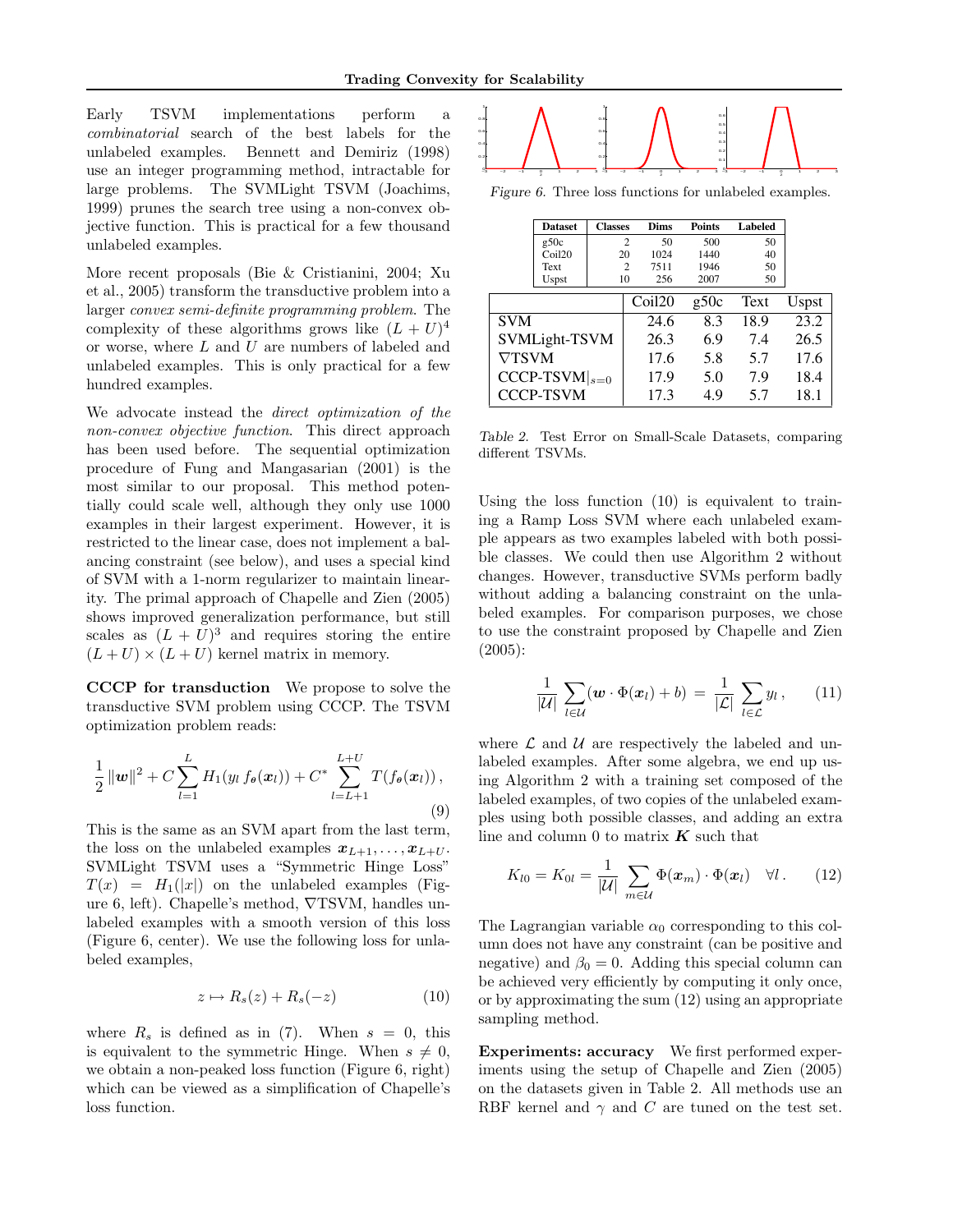Early TSVM implementations perform a *combinatorial* search of the best labels for the unlabeled examples. Bennett and Demiriz (1998) use an integer programming method, intractable for large problems. The SVMLight TSVM (Joachims, 1999) prunes the search tree using a non-convex objective function. This is practical for a few thousand unlabeled examples.

More recent proposals (Bie & Cristianini, 2004; Xu et al., 2005) transform the transductive problem into a larger *convex semi-definite programming problem*. The complexity of these algorithms grows like $(L+U)^4$ or worse, where $L$ and $U$ are numbers of labeled and unlabeled examples. This is only practical for a few hundred examples.

We advocate instead the *direct optimization of the non-convex objective function*. This direct approach has been used before. The sequential optimization procedure of Fung and Mangasarian (2001) is the most similar to our proposal. This method potentially could scale well, although they only use 1000 examples in their largest experiment. However, it is restricted to the linear case, does not implement a balancing constraint (see below), and uses a special kind of SVM with a 1-norm regularizer to maintain linearity. The primal approach of Chapelle and Zien (2005) shows improved generalization performance, but still scales as $(L+U)^3$ and requires storing the entire $(L+U) \times (L+U)$ kernel matrix in memory.

**CCCP for transduction** We propose to solve the transductive SVM problem using CCCP. The TSVM optimization problem reads:

$$\frac{1}{2}\|\boldsymbol{w}\|^2 + C\sum_{l=1}^{L} H_1(y_l\, f_{\boldsymbol{\theta}}(\boldsymbol{x}_l)) + C^* \sum_{l=L+1}^{L+U} T(f_{\boldsymbol{\theta}}(\boldsymbol{x}_l)), \tag{9}$$

This is the same as an SVM apart from the last term, the loss on the unlabeled examples $\boldsymbol{x}_{L+1}, \ldots, \boldsymbol{x}_{L+U}$. SVMLight TSVM uses a "Symmetric Hinge Loss" $T(x) = H_1(|x|)$ on the unlabeled examples (Figure 6, left). Chapelle's method, $\nabla$TSVM, handles unlabeled examples with a smooth version of this loss (Figure 6, center). We use the following loss for unlabeled examples,

$$z \mapsto R_s(z) + R_s(-z) \tag{10}$$

where $R_s$ is defined as in (7). When $s = 0$, this is equivalent to the symmetric Hinge. When $s \neq 0$, we obtain a non-peaked loss function (Figure 6, right) which can be viewed as a simplification of Chapelle's loss function.

*Figure 6.* Three loss functions for unlabeled examples.

| Dataset | Classes | Dims | Points | Labeled |
|---|---|---|---|---|
| g50c | 2 | 50 | 500 | 50 |
| Coil20 | 20 | 1024 | 1440 | 40 |
| Text | 2 | 7511 | 1946 | 50 |
| Uspst | 10 | 256 | 2007 | 50 |

| | Coil20 | g50c | Text | Uspst |
|---|---|---|---|---|
| SVM | 24.6 | 8.3 | 18.9 | 23.2 |
| SVMLight-TSVM | 26.3 | 6.9 | 7.4 | 26.5 |
| $\nabla$TSVM | 17.6 | 5.8 | 5.7 | 17.6 |
| CCCP-TSVM$\|_{s=0}$ | 17.9 | 5.0 | 7.9 | 18.4 |
| CCCP-TSVM | 17.3 | 4.9 | 5.7 | 18.1 |

*Table 2.* Test Error on Small-Scale Datasets, comparing different TSVMs.

Using the loss function (10) is equivalent to training a Ramp Loss SVM where each unlabeled example appears as two examples labeled with both possible classes. We could then use Algorithm 2 without changes. However, transductive SVMs perform badly without adding a balancing constraint on the unlabeled examples. For comparison purposes, we chose to use the constraint proposed by Chapelle and Zien (2005):

$$\frac{1}{|\mathcal{U}|}\sum_{l\in\mathcal{U}}(\boldsymbol{w}\cdot\Phi(\boldsymbol{x}_l)+b) \;=\; \frac{1}{|\mathcal{L}|}\sum_{l\in\mathcal{L}} y_l\,, \tag{11}$$

where $\mathcal{L}$ and $\mathcal{U}$ are respectively the labeled and unlabeled examples. After some algebra, we end up using Algorithm 2 with a training set composed of the labeled examples, of two copies of the unlabeled examples using both possible classes, and adding an extra line and column 0 to matrix $\boldsymbol{K}$ such that

$$K_{l0} = K_{0l} = \frac{1}{|\mathcal{U}|}\sum_{m\in\mathcal{U}}\Phi(\boldsymbol{x}_m)\cdot\Phi(\boldsymbol{x}_l) \quad \forall l\,. \tag{12}$$

The Lagrangian variable $\alpha_0$ corresponding to this column does not have any constraint (can be positive and negative) and $\beta_0 = 0$. Adding this special column can be achieved very efficiently by computing it only once, or by approximating the sum (12) using an appropriate sampling method.

**Experiments: accuracy** We first performed experiments using the setup of Chapelle and Zien (2005) on the datasets given in Table 2. All methods use an RBF kernel and $\gamma$ and $C$ are tuned on the test set.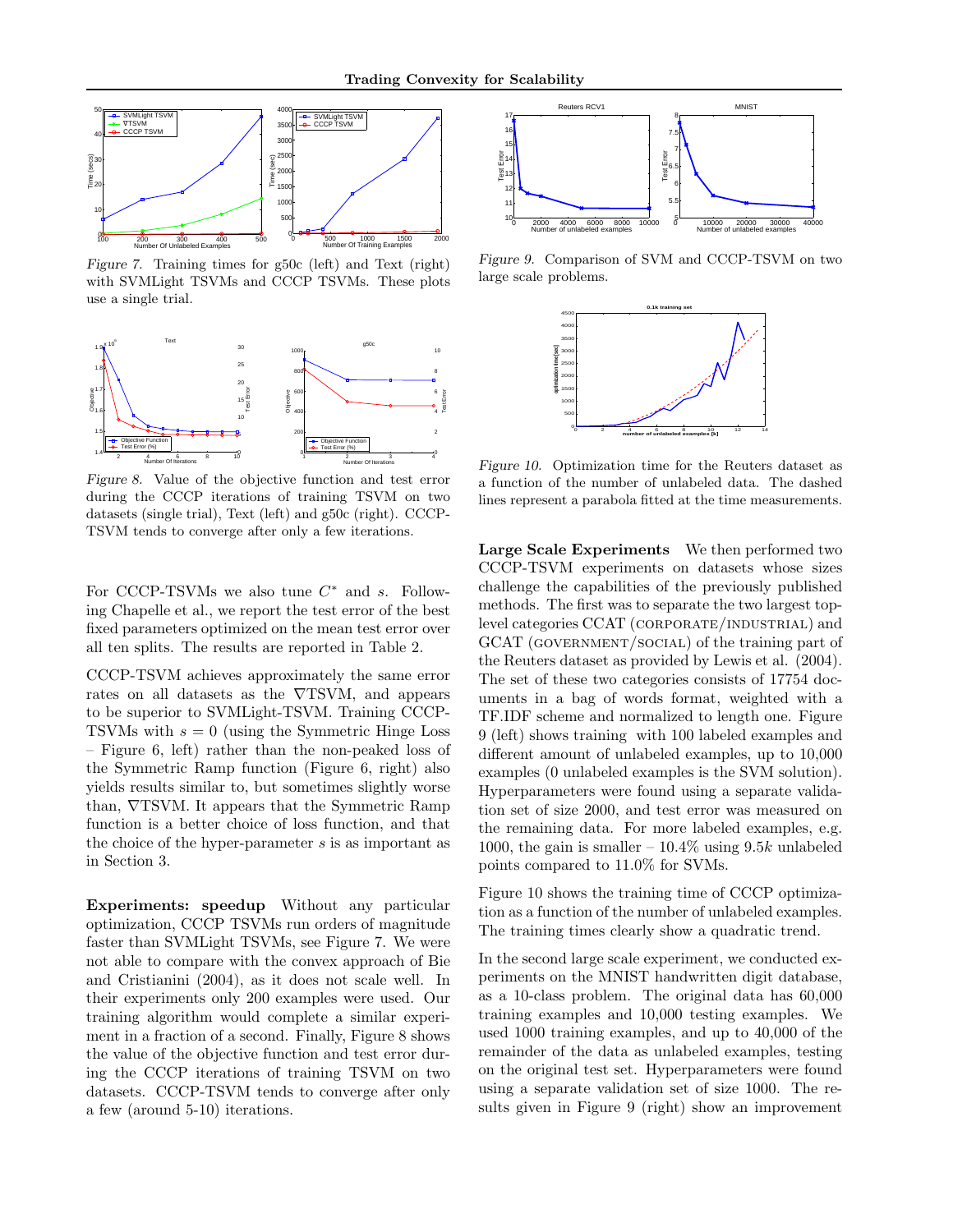*Figure 7.* Training times for g50c (left) and Text (right) with SVMLight TSVMs and CCCP TSVMs. These plots use a single trial.

*Figure 8.* Value of the objective function and test error during the CCCP iterations of training TSVM on two datasets (single trial), Text (left) and g50c (right). CCCP-TSVM tends to converge after only a few iterations.

For CCCP-TSVMs we also tune $C^*$ and $s$. Following Chapelle et al., we report the test error of the best fixed parameters optimized on the mean test error over all ten splits. The results are reported in Table 2.

CCCP-TSVM achieves approximately the same error rates on all datasets as the ∇TSVM, and appears to be superior to SVMLight-TSVM. Training CCCP-TSVMs with $s = 0$ (using the Symmetric Hinge Loss – Figure 6, left) rather than the non-peaked loss of the Symmetric Ramp function (Figure 6, right) also yields results similar to, but sometimes slightly worse than, ∇TSVM. It appears that the Symmetric Ramp function is a better choice of loss function, and that the choice of the hyper-parameter $s$ is as important as in Section 3.

**Experiments: speedup** Without any particular optimization, CCCP TSVMs run orders of magnitude faster than SVMLight TSVMs, see Figure 7. We were not able to compare with the convex approach of Bie and Cristianini (2004), as it does not scale well. In their experiments only 200 examples were used. Our training algorithm would complete a similar experiment in a fraction of a second. Finally, Figure 8 shows the value of the objective function and test error during the CCCP iterations of training TSVM on two datasets. CCCP-TSVM tends to converge after only a few (around 5-10) iterations.

*Figure 9.* Comparison of SVM and CCCP-TSVM on two large scale problems.

*Figure 10.* Optimization time for the Reuters dataset as a function of the number of unlabeled data. The dashed lines represent a parabola fitted at the time measurements.

**Large Scale Experiments** We then performed two CCCP-TSVM experiments on datasets whose sizes challenge the capabilities of the previously published methods. The first was to separate the two largest top-level categories CCAT (CORPORATE/INDUSTRIAL) and GCAT (GOVERNMENT/SOCIAL) of the training part of the Reuters dataset as provided by Lewis et al. (2004). The set of these two categories consists of 17754 documents in a bag of words format, weighted with a TF.IDF scheme and normalized to length one. Figure 9 (left) shows training with 100 labeled examples and different amount of unlabeled examples, up to 10,000 examples (0 unlabeled examples is the SVM solution). Hyperparameters were found using a separate validation set of size 2000, and test error was measured on the remaining data. For more labeled examples, e.g. 1000, the gain is smaller – 10.4% using $9.5k$ unlabeled points compared to 11.0% for SVMs.

Figure 10 shows the training time of CCCP optimization as a function of the number of unlabeled examples. The training times clearly show a quadratic trend.

In the second large scale experiment, we conducted experiments on the MNIST handwritten digit database, as a 10-class problem. The original data has 60,000 training examples and 10,000 testing examples. We used 1000 training examples, and up to 40,000 of the remainder of the data as unlabeled examples, testing on the original test set. Hyperparameters were found using a separate validation set of size 1000. The results given in Figure 9 (right) show an improvement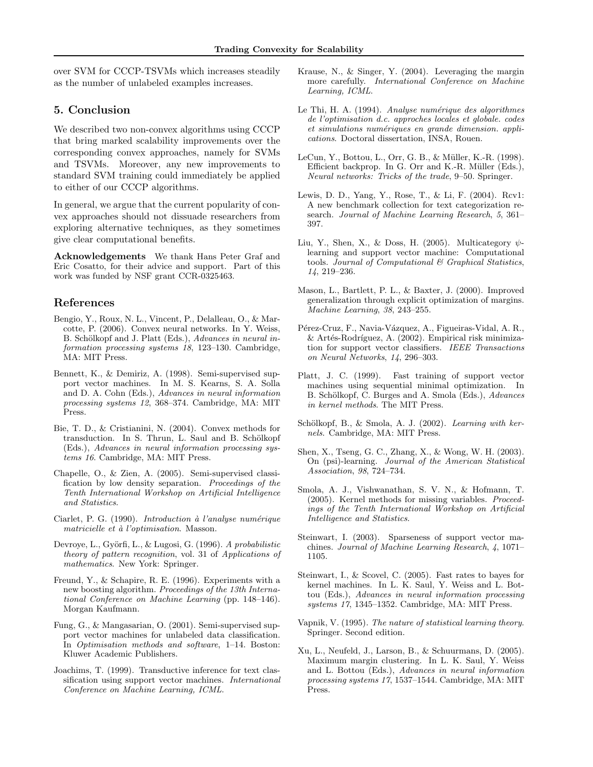over SVM for CCCP-TSVMs which increases steadily as the number of unlabeled examples increases.

## 5. Conclusion

We described two non-convex algorithms using CCCP that bring marked scalability improvements over the corresponding convex approaches, namely for SVMs and TSVMs. Moreover, any new improvements to standard SVM training could immediately be applied to either of our CCCP algorithms.

In general, we argue that the current popularity of convex approaches should not dissuade researchers from exploring alternative techniques, as they sometimes give clear computational benefits.

**Acknowledgements** We thank Hans Peter Graf and Eric Cosatto, for their advice and support. Part of this work was funded by NSF grant CCR-0325463.

## References

Bengio, Y., Roux, N. L., Vincent, P., Delalleau, O., & Marcotte, P. (2006). Convex neural networks. In Y. Weiss, B. Schölkopf and J. Platt (Eds.), *Advances in neural information processing systems 18*, 123–130. Cambridge, MA: MIT Press.

Bennett, K., & Demiriz, A. (1998). Semi-supervised support vector machines. In M. S. Kearns, S. A. Solla and D. A. Cohn (Eds.), *Advances in neural information processing systems 12*, 368–374. Cambridge, MA: MIT Press.

Bie, T. D., & Cristianini, N. (2004). Convex methods for transduction. In S. Thrun, L. Saul and B. Schölkopf (Eds.), *Advances in neural information processing systems 16*. Cambridge, MA: MIT Press.

Chapelle, O., & Zien, A. (2005). Semi-supervised classification by low density separation. *Proceedings of the Tenth International Workshop on Artificial Intelligence and Statistics*.

Ciarlet, P. G. (1990). *Introduction à l'analyse numérique matricielle et à l'optimisation*. Masson.

Devroye, L., Györfi, L., & Lugosi, G. (1996). *A probabilistic theory of pattern recognition*, vol. 31 of *Applications of mathematics*. New York: Springer.

Freund, Y., & Schapire, R. E. (1996). Experiments with a new boosting algorithm. *Proceedings of the 13th International Conference on Machine Learning* (pp. 148–146). Morgan Kaufmann.

Fung, G., & Mangasarian, O. (2001). Semi-supervised support vector machines for unlabeled data classification. In *Optimisation methods and software*, 1–14. Boston: Kluwer Academic Publishers.

Joachims, T. (1999). Transductive inference for text classification using support vector machines. *International Conference on Machine Learning, ICML*.

Krause, N., & Singer, Y. (2004). Leveraging the margin more carefully. *International Conference on Machine Learning, ICML*.

Le Thi, H. A. (1994). *Analyse numérique des algorithmes de l'optimisation d.c. approches locales et globale. codes et simulations numériques en grande dimension. applications*. Doctoral dissertation, INSA, Rouen.

LeCun, Y., Bottou, L., Orr, G. B., & Müller, K.-R. (1998). Efficient backprop. In G. Orr and K.-R. Müller (Eds.), *Neural networks: Tricks of the trade*, 9–50. Springer.

Lewis, D. D., Yang, Y., Rose, T., & Li, F. (2004). Rcv1: A new benchmark collection for text categorization research. *Journal of Machine Learning Research*, *5*, 361–397.

Liu, Y., Shen, X., & Doss, H. (2005). Multicategory $\psi$-learning and support vector machine: Computational tools. *Journal of Computational & Graphical Statistics*, *14*, 219–236.

Mason, L., Bartlett, P. L., & Baxter, J. (2000). Improved generalization through explicit optimization of margins. *Machine Learning*, *38*, 243–255.

Pérez-Cruz, F., Navia-Vázquez, A., Figueiras-Vidal, A. R., & Artés-Rodríguez, A. (2002). Empirical risk minimization for support vector classifiers. *IEEE Transactions on Neural Networks*, *14*, 296–303.

Platt, J. C. (1999). Fast training of support vector machines using sequential minimal optimization. In B. Schölkopf, C. Burges and A. Smola (Eds.), *Advances in kernel methods*. The MIT Press.

Schölkopf, B., & Smola, A. J. (2002). *Learning with kernels*. Cambridge, MA: MIT Press.

Shen, X., Tseng, G. C., Zhang, X., & Wong, W. H. (2003). On (psi)-learning. *Journal of the American Statistical Association*, *98*, 724–734.

Smola, A. J., Vishwanathan, S. V. N., & Hofmann, T. (2005). Kernel methods for missing variables. *Proceedings of the Tenth International Workshop on Artificial Intelligence and Statistics*.

Steinwart, I. (2003). Sparseness of support vector machines. *Journal of Machine Learning Research*, *4*, 1071–1105.

Steinwart, I., & Scovel, C. (2005). Fast rates to bayes for kernel machines. In L. K. Saul, Y. Weiss and L. Bottou (Eds.), *Advances in neural information processing systems 17*, 1345–1352. Cambridge, MA: MIT Press.

Vapnik, V. (1995). *The nature of statistical learning theory*. Springer. Second edition.

Xu, L., Neufeld, J., Larson, B., & Schuurmans, D. (2005). Maximum margin clustering. In L. K. Saul, Y. Weiss and L. Bottou (Eds.), *Advances in neural information processing systems 17*, 1537–1544. Cambridge, MA: MIT Press.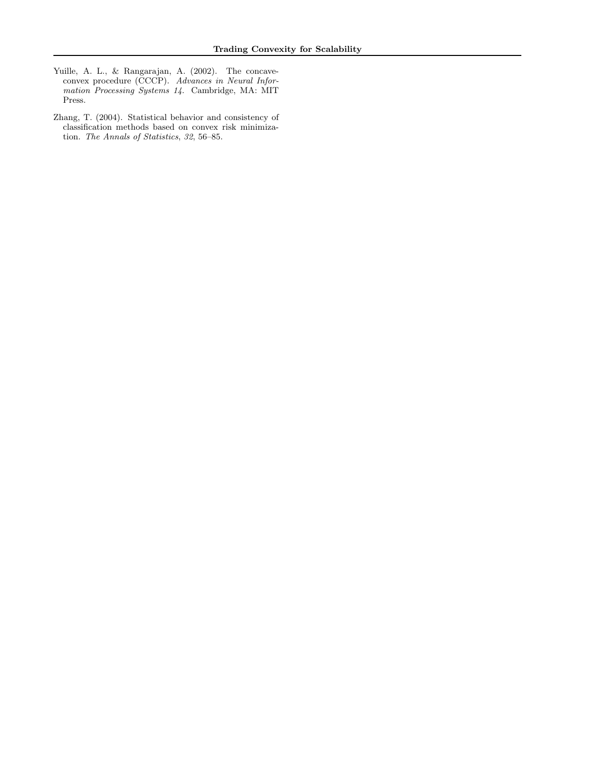Yuille, A. L., & Rangarajan, A. (2002). The concave-convex procedure (CCCP). *Advances in Neural Information Processing Systems 14*. Cambridge, MA: MIT Press.

Zhang, T. (2004). Statistical behavior and consistency of classification methods based on convex risk minimization. *The Annals of Statistics*, *32*, 56–85.